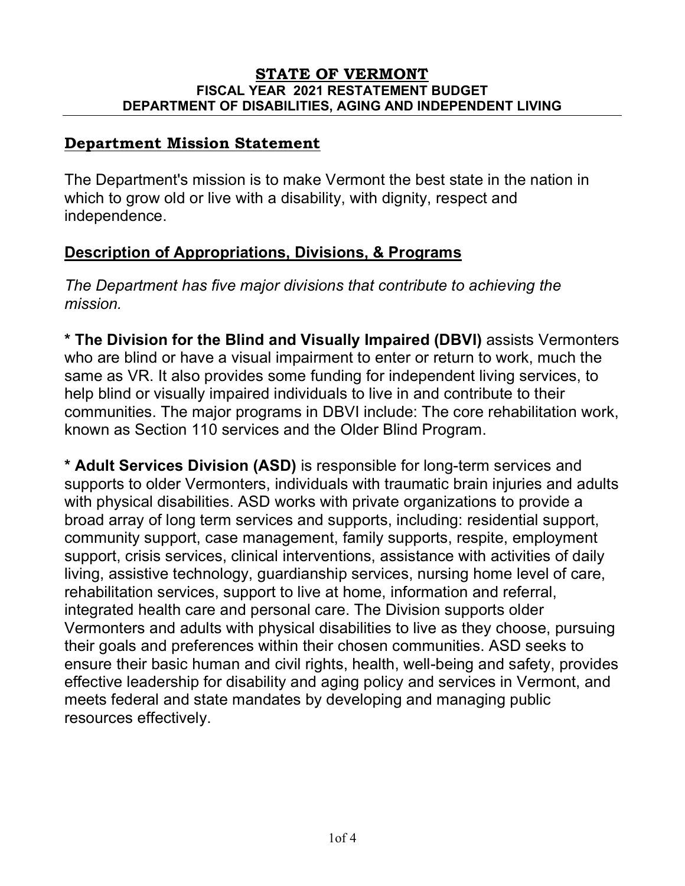# STATE OF VERMONT

### FISCAL YEAR 2021 RESTATEMENT BUDGET
### DEPARTMENT OF DISABILITIES, AGING AND INDEPENDENT LIVING

## Department Mission Statement

The Department's mission is to make Vermont the best state in the nation in which to grow old or live with a disability, with dignity, respect and independence.

## Description of Appropriations, Divisions, & Programs

*The Department has five major divisions that contribute to achieving the mission.*

**\* The Division for the Blind and Visually Impaired (DBVI)** assists Vermonters who are blind or have a visual impairment to enter or return to work, much the same as VR. It also provides some funding for independent living services, to help blind or visually impaired individuals to live in and contribute to their communities. The major programs in DBVI include: The core rehabilitation work, known as Section 110 services and the Older Blind Program.

**\* Adult Services Division (ASD)** is responsible for long-term services and supports to older Vermonters, individuals with traumatic brain injuries and adults with physical disabilities. ASD works with private organizations to provide a broad array of long term services and supports, including: residential support, community support, case management, family supports, respite, employment support, crisis services, clinical interventions, assistance with activities of daily living, assistive technology, guardianship services, nursing home level of care, rehabilitation services, support to live at home, information and referral, integrated health care and personal care. The Division supports older Vermonters and adults with physical disabilities to live as they choose, pursuing their goals and preferences within their chosen communities. ASD seeks to ensure their basic human and civil rights, health, well-being and safety, provides effective leadership for disability and aging policy and services in Vermont, and meets federal and state mandates by developing and managing public resources effectively.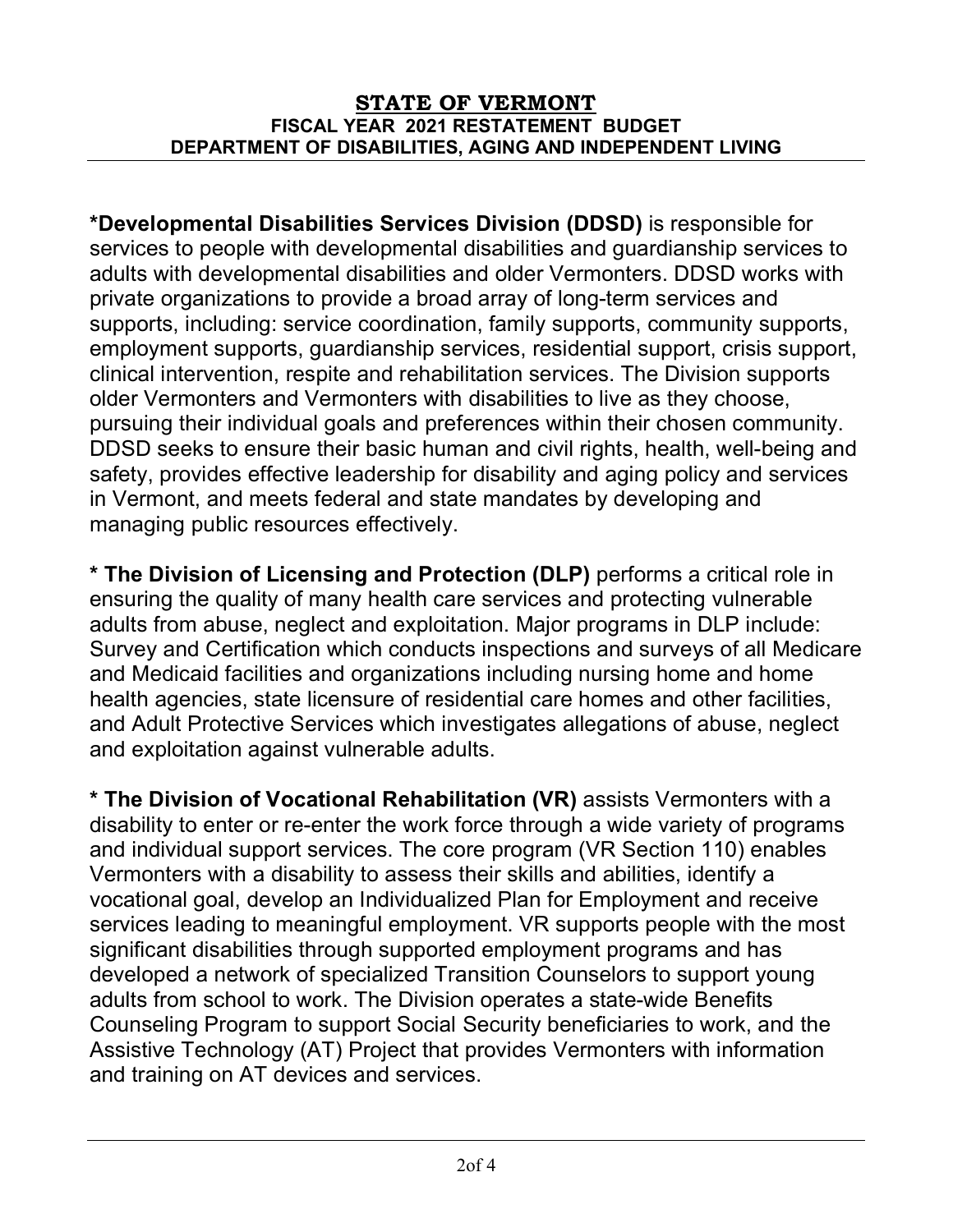**STATE OF VERMONT**
**FISCAL YEAR 2021 RESTATEMENT BUDGET**
**DEPARTMENT OF DISABILITIES, AGING AND INDEPENDENT LIVING**

**\*Developmental Disabilities Services Division (DDSD)** is responsible for services to people with developmental disabilities and guardianship services to adults with developmental disabilities and older Vermonters. DDSD works with private organizations to provide a broad array of long-term services and supports, including: service coordination, family supports, community supports, employment supports, guardianship services, residential support, crisis support, clinical intervention, respite and rehabilitation services. The Division supports older Vermonters and Vermonters with disabilities to live as they choose, pursuing their individual goals and preferences within their chosen community. DDSD seeks to ensure their basic human and civil rights, health, well-being and safety, provides effective leadership for disability and aging policy and services in Vermont, and meets federal and state mandates by developing and managing public resources effectively.

**\* The Division of Licensing and Protection (DLP)** performs a critical role in ensuring the quality of many health care services and protecting vulnerable adults from abuse, neglect and exploitation. Major programs in DLP include: Survey and Certification which conducts inspections and surveys of all Medicare and Medicaid facilities and organizations including nursing home and home health agencies, state licensure of residential care homes and other facilities, and Adult Protective Services which investigates allegations of abuse, neglect and exploitation against vulnerable adults.

**\* The Division of Vocational Rehabilitation (VR)** assists Vermonters with a disability to enter or re-enter the work force through a wide variety of programs and individual support services. The core program (VR Section 110) enables Vermonters with a disability to assess their skills and abilities, identify a vocational goal, develop an Individualized Plan for Employment and receive services leading to meaningful employment. VR supports people with the most significant disabilities through supported employment programs and has developed a network of specialized Transition Counselors to support young adults from school to work. The Division operates a state-wide Benefits Counseling Program to support Social Security beneficiaries to work, and the Assistive Technology (AT) Project that provides Vermonters with information and training on AT devices and services.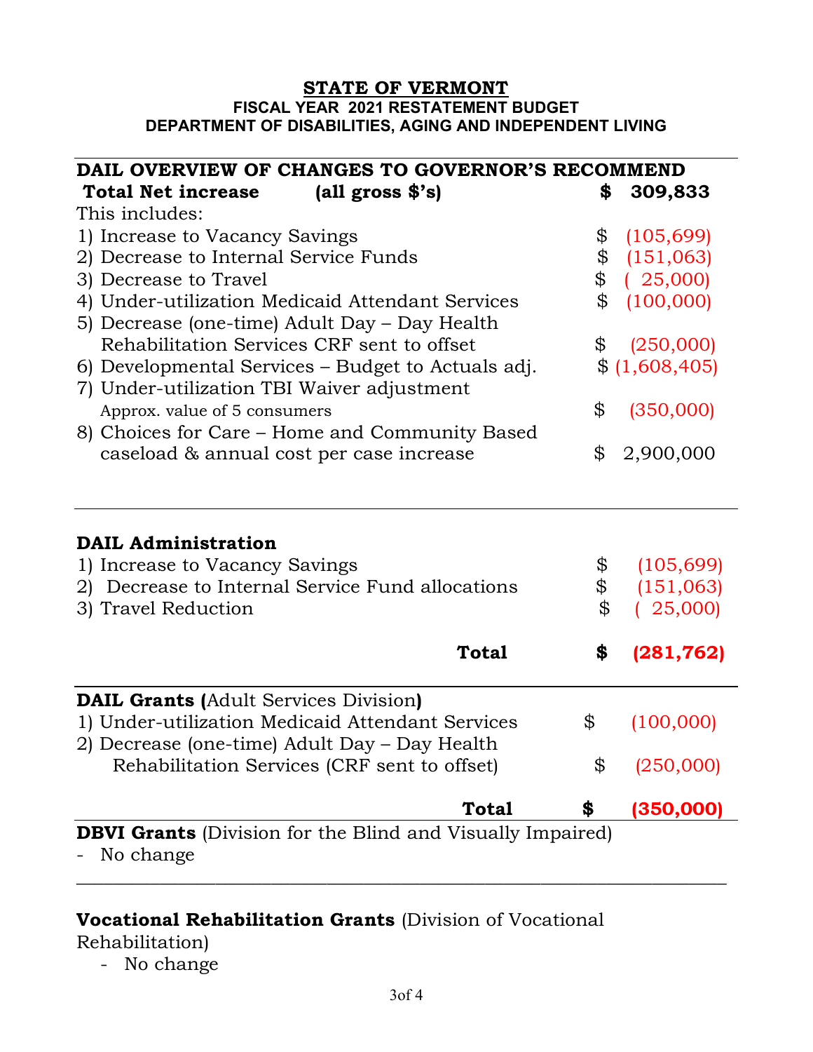**STATE OF VERMONT**

**FISCAL YEAR 2021 RESTATEMENT BUDGET**

**DEPARTMENT OF DISABILITIES, AGING AND INDEPENDENT LIVING**

---

**DAIL OVERVIEW OF CHANGES TO GOVERNOR'S RECOMMEND**

| **Total Net increase (all gross $'s)** | **$ 309,833** |
|---|---|
| This includes: | |
| 1) Increase to Vacancy Savings | $ (105,699) |
| 2) Decrease to Internal Service Funds | $ (151,063) |
| 3) Decrease to Travel | $ ( 25,000) |
| 4) Under-utilization Medicaid Attendant Services | $ (100,000) |
| 5) Decrease (one-time) Adult Day – Day Health Rehabilitation Services CRF sent to offset | $ (250,000) |
| 6) Developmental Services – Budget to Actuals adj. | $ (1,608,405) |
| 7) Under-utilization TBI Waiver adjustment Approx. value of 5 consumers | $ (350,000) |
| 8) Choices for Care – Home and Community Based caseload & annual cost per case increase | $ 2,900,000 |

---

**DAIL Administration**

| | |
|---|---|
| 1) Increase to Vacancy Savings | $ (105,699) |
| 2) Decrease to Internal Service Fund allocations | $ (151,063) |
| 3) Travel Reduction | $ ( 25,000) |
| **Total** | **$ (281,762)** |

---

**DAIL Grants (**Adult Services Division**)**

| | |
|---|---|
| 1) Under-utilization Medicaid Attendant Services | $ (100,000) |
| 2) Decrease (one-time) Adult Day – Day Health Rehabilitation Services (CRF sent to offset) | $ (250,000) |
| **Total** | **$ (350,000)** |

**DBVI Grants** (Division for the Blind and Visually Impaired)

- No change

---

**Vocational Rehabilitation Grants** (Division of Vocational Rehabilitation)

- No change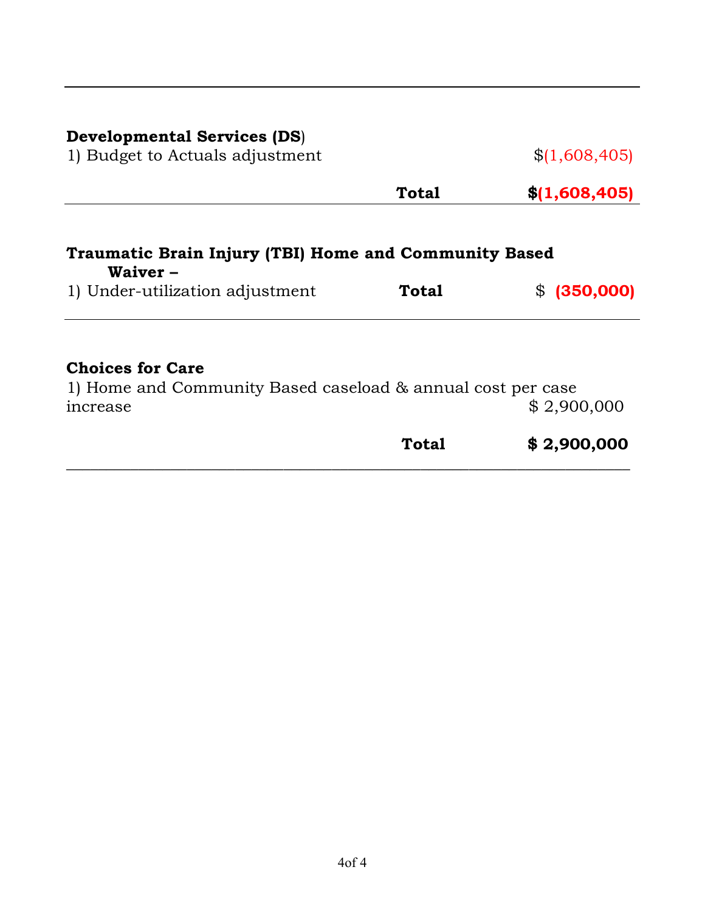---

**Developmental Services (DS)**

1) Budget to Actuals adjustment $(1,608,405)

**Total** **$(1,608,405)**

---

**Traumatic Brain Injury (TBI) Home and Community Based Waiver –**

1) Under-utilization adjustment **Total** $ **(350,000)**

---

**Choices for Care**

1) Home and Community Based caseload & annual cost per case increase $ 2,900,000

**Total** **$ 2,900,000**

---